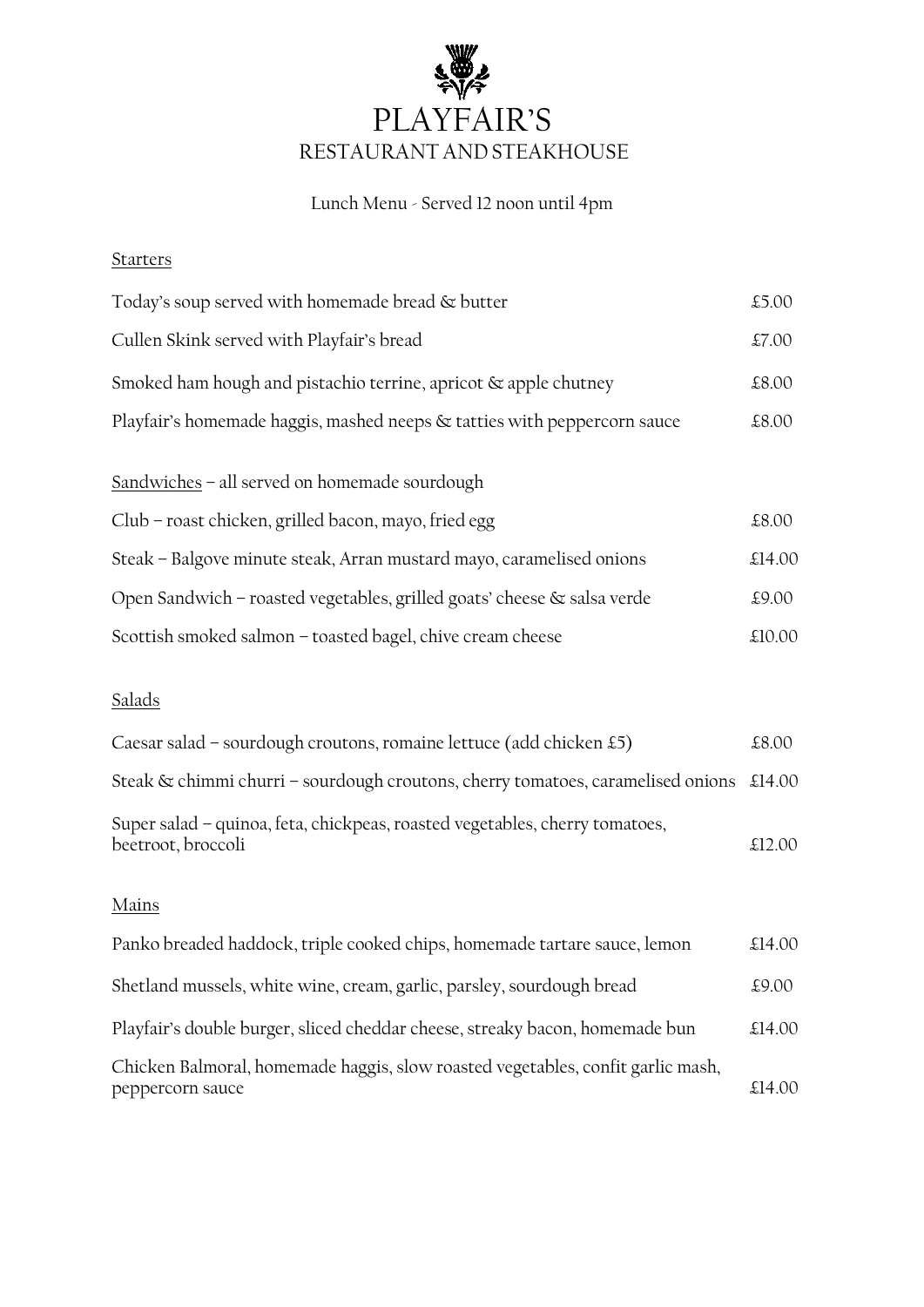# PLAYFAIR'S

## RESTAURANT AND STEAKHOUSE

Lunch Menu - Served 12 noon until 4pm

### Starters

| | |
|---|---|
| Today's soup served with homemade bread & butter | £5.00 |
| Cullen Skink served with Playfair's bread | £7.00 |
| Smoked ham hough and pistachio terrine, apricot & apple chutney | £8.00 |
| Playfair's homemade haggis, mashed neeps & tatties with peppercorn sauce | £8.00 |

### Sandwiches – all served on homemade sourdough

| | |
|---|---|
| Club – roast chicken, grilled bacon, mayo, fried egg | £8.00 |
| Steak – Balgove minute steak, Arran mustard mayo, caramelised onions | £14.00 |
| Open Sandwich – roasted vegetables, grilled goats' cheese & salsa verde | £9.00 |
| Scottish smoked salmon – toasted bagel, chive cream cheese | £10.00 |

### Salads

| | |
|---|---|
| Caesar salad – sourdough croutons, romaine lettuce (add chicken £5) | £8.00 |
| Steak & chimmi churri – sourdough croutons, cherry tomatoes, caramelised onions | £14.00 |
| Super salad – quinoa, feta, chickpeas, roasted vegetables, cherry tomatoes, beetroot, broccoli | £12.00 |

### Mains

| | |
|---|---|
| Panko breaded haddock, triple cooked chips, homemade tartare sauce, lemon | £14.00 |
| Shetland mussels, white wine, cream, garlic, parsley, sourdough bread | £9.00 |
| Playfair's double burger, sliced cheddar cheese, streaky bacon, homemade bun | £14.00 |
| Chicken Balmoral, homemade haggis, slow roasted vegetables, confit garlic mash, peppercorn sauce | £14.00 |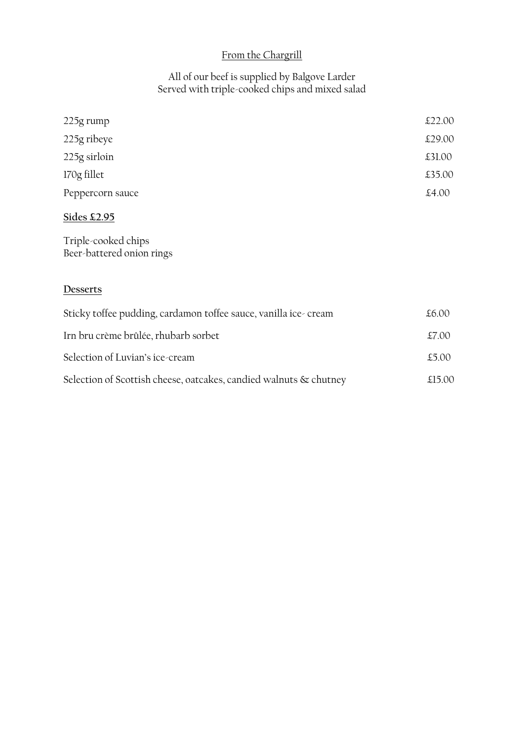## From the Chargrill

All of our beef is supplied by Balgove Larder
Served with triple-cooked chips and mixed salad

| | |
|---|---|
| 225g rump | £22.00 |
| 225g ribeye | £29.00 |
| 225g sirloin | £31.00 |
| 170g fillet | £35.00 |
| Peppercorn sauce | £4.00 |

### Sides £2.95

Triple-cooked chips
Beer-battered onion rings

### Desserts

| | |
|---|---|
| Sticky toffee pudding, cardamon toffee sauce, vanilla ice- cream | £6.00 |
| Irn bru crème brûlée, rhubarb sorbet | £7.00 |
| Selection of Luvian's ice-cream | £5.00 |
| Selection of Scottish cheese, oatcakes, candied walnuts & chutney | £15.00 |